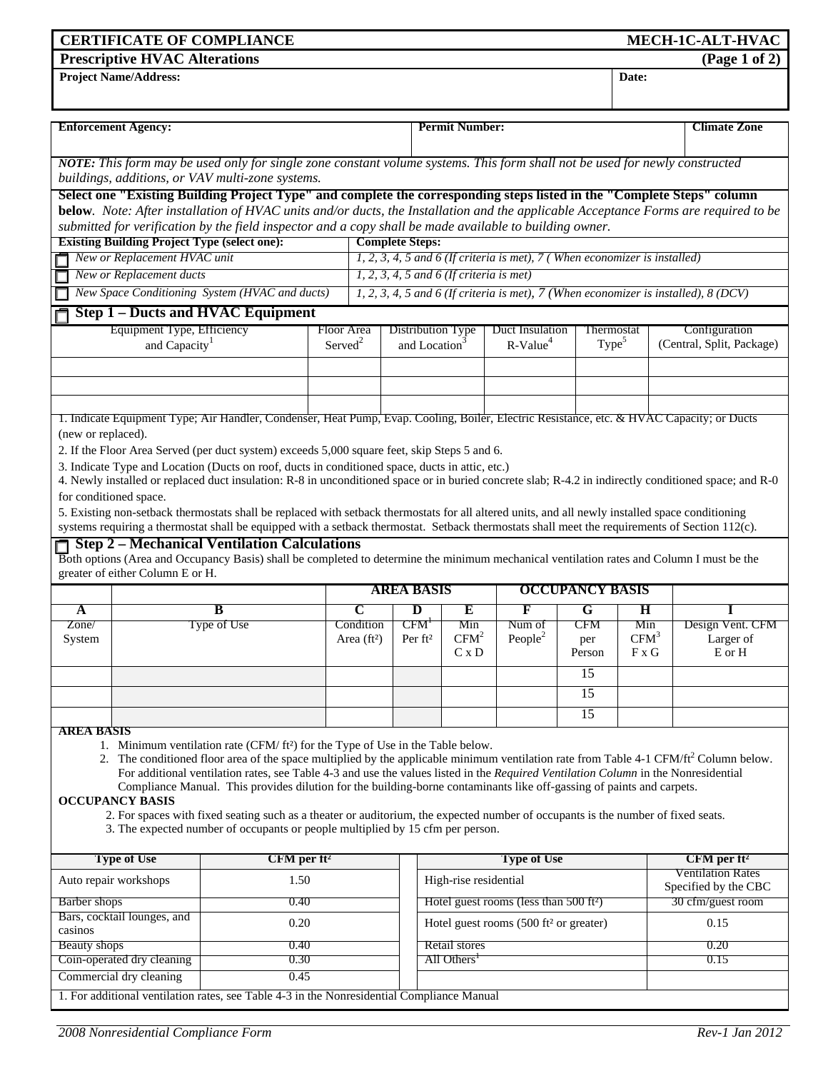# CERTIFICATE OF COMPLIANCE — MECH-1C-ALT-HVAC

## Prescriptive HVAC Alterations (Page 1 of 2)

| **Project Name/Address:** | **Date:** |
|---|---|
| | |

| **Enforcement Agency:** | **Permit Number:** | **Climate Zone** |
|---|---|---|
| | | |

*NOTE: This form may be used only for single zone constant volume systems. This form shall not be used for newly constructed buildings, additions, or VAV multi-zone systems.*

**Select one "Existing Building Project Type" and complete the corresponding steps listed in the "Complete Steps" column below**. *Note: After installation of HVAC units and/or ducts, the Installation and the applicable Acceptance Forms are required to be submitted for verification by the field inspector and a copy shall be made available to building owner.*

| **Existing Building Project Type (select one):** | **Complete Steps:** |
|---|---|
| ☐ *New or Replacement HVAC unit* | *1, 2, 3, 4, 5 and 6 (If criteria is met), 7 ( When economizer is installed)* |
| ☐ *New or Replacement ducts* | *1, 2, 3, 4, 5 and 6 (If criteria is met)* |
| ☐ *New Space Conditioning System (HVAC and ducts)* | *1, 2, 3, 4, 5 and 6 (If criteria is met), 7 (When economizer is installed), 8 (DCV)* |

## ☐ Step 1 – Ducts and HVAC Equipment

| Equipment Type, Efficiency and Capacity[1] | Floor Area Served[2] | Distribution Type and Location[3] | Duct Insulation R-Value[4] | Thermostat Type[5] | Configuration (Central, Split, Package) |
|---|---|---|---|---|---|
| | | | | | |
| | | | | | |
| | | | | | |

1. Indicate Equipment Type; Air Handler, Condenser, Heat Pump, Evap. Cooling, Boiler, Electric Resistance, etc. & HVAC Capacity; or Ducts (new or replaced).
2. If the Floor Area Served (per duct system) exceeds 5,000 square feet, skip Steps 5 and 6.
3. Indicate Type and Location (Ducts on roof, ducts in conditioned space, ducts in attic, etc.)
4. Newly installed or replaced duct insulation: R-8 in unconditioned space or in buried concrete slab; R-4.2 in indirectly conditioned space; and R-0 for conditioned space.
5. Existing non-setback thermostats shall be replaced with setback thermostats for all altered units, and all newly installed space conditioning systems requiring a thermostat shall be equipped with a setback thermostat. Setback thermostats shall meet the requirements of Section 112(c).

## ☐ Step 2 – Mechanical Ventilation Calculations

Both options (Area and Occupancy Basis) shall be completed to determine the minimum mechanical ventilation rates and Column I must be the greater of either Column E or H.

| | | AREA BASIS | | | OCCUPANCY BASIS | | | |
|---|---|---|---|---|---|---|---|---|
| **A** | **B** | **C** | **D** | **E** | **F** | **G** | **H** | **I** |
| Zone/ System | Type of Use | Condition Area (ft²) | CFM[1] Per ft² | Min CFM[2] C x D | Num of People[2] | CFM per Person | Min CFM[3] F x G | Design Vent. CFM Larger of E or H |
| | | | | | | 15 | | |
| | | | | | | 15 | | |
| | | | | | | 15 | | |

**AREA BASIS**

1. Minimum ventilation rate (CFM/ ft²) for the Type of Use in the Table below.
2. The conditioned floor area of the space multiplied by the applicable minimum ventilation rate from Table 4-1 CFM/ft² Column below. For additional ventilation rates, see Table 4-3 and use the values listed in the *Required Ventilation Column* in the Nonresidential Compliance Manual. This provides dilution for the building-borne contaminants like off-gassing of paints and carpets.

**OCCUPANCY BASIS**

2. For spaces with fixed seating such as a theater or auditorium, the expected number of occupants is the number of fixed seats.
3. The expected number of occupants or people multiplied by 15 cfm per person.

| Type of Use | CFM per ft² | Type of Use | CFM per ft² |
|---|---|---|---|
| Auto repair workshops | 1.50 | High-rise residential | Ventilation Rates Specified by the CBC |
| Barber shops | 0.40 | Hotel guest rooms (less than 500 ft²) | 30 cfm/guest room |
| Bars, cocktail lounges, and casinos | 0.20 | Hotel guest rooms (500 ft² or greater) | 0.15 |
| Beauty shops | 0.40 | Retail stores | 0.20 |
| Coin-operated dry cleaning | 0.30 | All Others[1] | 0.15 |
| Commercial dry cleaning | 0.45 | | |

1. For additional ventilation rates, see Table 4-3 in the Nonresidential Compliance Manual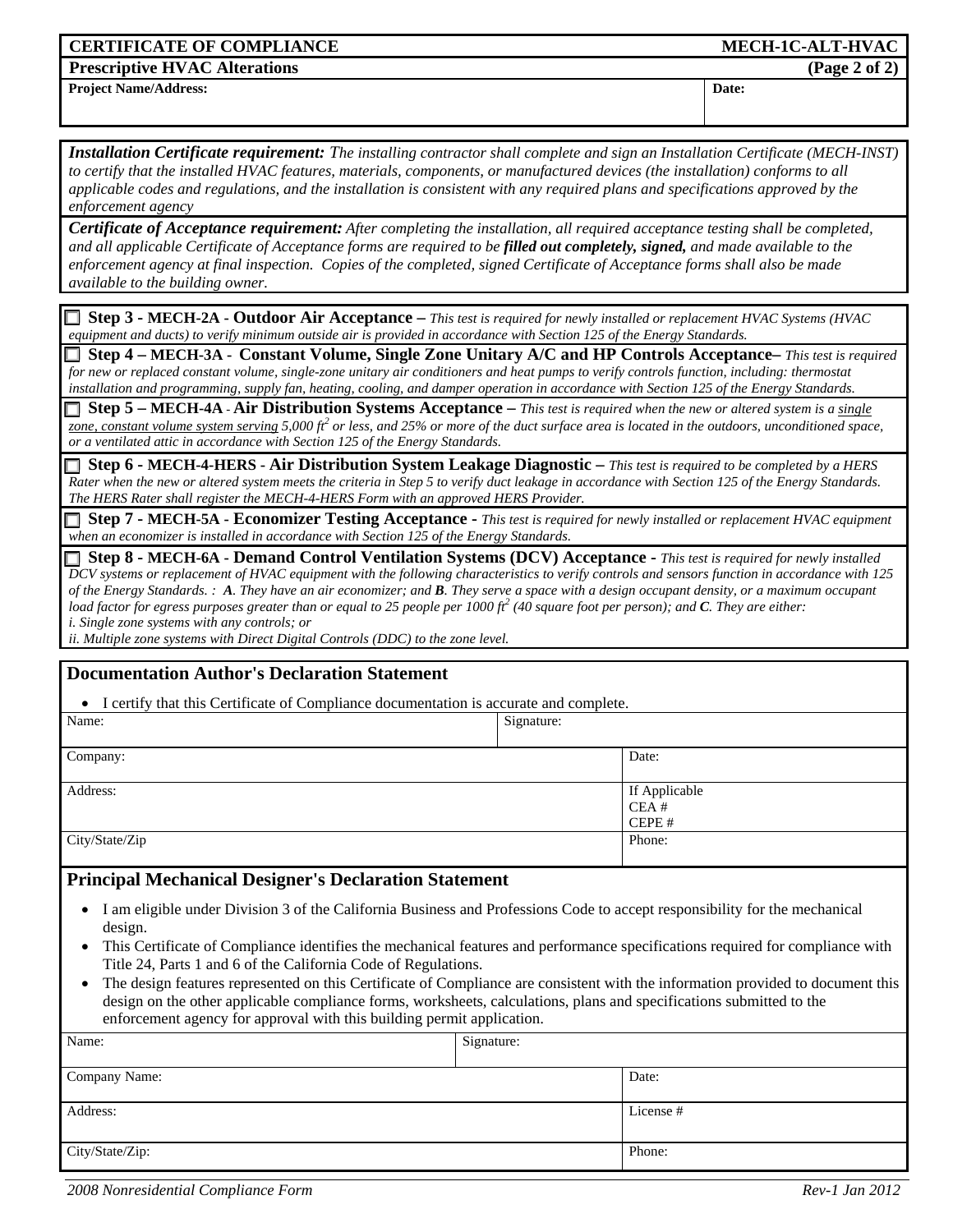**CERTIFICATE OF COMPLIANCE** **MECH-1C-ALT-HVAC**

**Prescriptive HVAC Alterations** **(Page 2 of 2)**

| Project Name/Address: | Date: |
|---|---|
| | |

***Installation Certificate requirement:*** *The installing contractor shall complete and sign an Installation Certificate (MECH-INST) to certify that the installed HVAC features, materials, components, or manufactured devices (the installation) conforms to all applicable codes and regulations, and the installation is consistent with any required plans and specifications approved by the enforcement agency*

***Certificate of Acceptance requirement:*** *After completing the installation, all required acceptance testing shall be completed, and all applicable Certificate of Acceptance forms are required to be **filled out completely, signed,** and made available to the enforcement agency at final inspection. Copies of the completed, signed Certificate of Acceptance forms shall also be made available to the building owner.*

☐ **Step 3 - MECH-2A - Outdoor Air Acceptance –** *This test is required for newly installed or replacement HVAC Systems (HVAC equipment and ducts) to verify minimum outside air is provided in accordance with Section 125 of the Energy Standards.*

☐ **Step 4 – MECH-3A - Constant Volume, Single Zone Unitary A/C and HP Controls Acceptance–** *This test is required for new or replaced constant volume, single-zone unitary air conditioners and heat pumps to verify controls function, including: thermostat installation and programming, supply fan, heating, cooling, and damper operation in accordance with Section 125 of the Energy Standards.*

☐ **Step 5 – MECH-4A - Air Distribution Systems Acceptance –** *This test is required when the new or altered system is a single zone, constant volume system serving 5,000 ft$^2$ or less, and 25% or more of the duct surface area is located in the outdoors, unconditioned space, or a ventilated attic in accordance with Section 125 of the Energy Standards.*

☐ **Step 6 - MECH-4-HERS - Air Distribution System Leakage Diagnostic –** *This test is required to be completed by a HERS Rater when the new or altered system meets the criteria in Step 5 to verify duct leakage in accordance with Section 125 of the Energy Standards. The HERS Rater shall register the MECH-4-HERS Form with an approved HERS Provider.*

☐ **Step 7 - MECH-5A - Economizer Testing Acceptance -** *This test is required for newly installed or replacement HVAC equipment when an economizer is installed in accordance with Section 125 of the Energy Standards.*

☐ **Step 8 - MECH-6A - Demand Control Ventilation Systems (DCV) Acceptance -** *This test is required for newly installed DCV systems or replacement of HVAC equipment with the following characteristics to verify controls and sensors function in accordance with 125 of the Energy Standards. : **A**. They have an air economizer; and **B**. They serve a space with a design occupant density, or a maximum occupant load factor for egress purposes greater than or equal to 25 people per 1000 ft$^2$ (40 square foot per person); and **C**. They are either:*
*i. Single zone systems with any controls; or*
*ii. Multiple zone systems with Direct Digital Controls (DDC) to the zone level.*

## Documentation Author's Declaration Statement

- I certify that this Certificate of Compliance documentation is accurate and complete.

| | | |
|---|---|---|
| Name: | Signature: | |
| Company: | | Date: |
| Address: | | If Applicable<br>CEA #<br>CEPE # |
| City/State/Zip | | Phone: |

## Principal Mechanical Designer's Declaration Statement

- I am eligible under Division 3 of the California Business and Professions Code to accept responsibility for the mechanical design.
- This Certificate of Compliance identifies the mechanical features and performance specifications required for compliance with Title 24, Parts 1 and 6 of the California Code of Regulations.
- The design features represented on this Certificate of Compliance are consistent with the information provided to document this design on the other applicable compliance forms, worksheets, calculations, plans and specifications submitted to the enforcement agency for approval with this building permit application.

| | | |
|---|---|---|
| Name: | Signature: | |
| Company Name: | | Date: |
| Address: | | License # |
| City/State/Zip: | | Phone: |

*2008 Nonresidential Compliance Form* *Rev-1 Jan 2012*